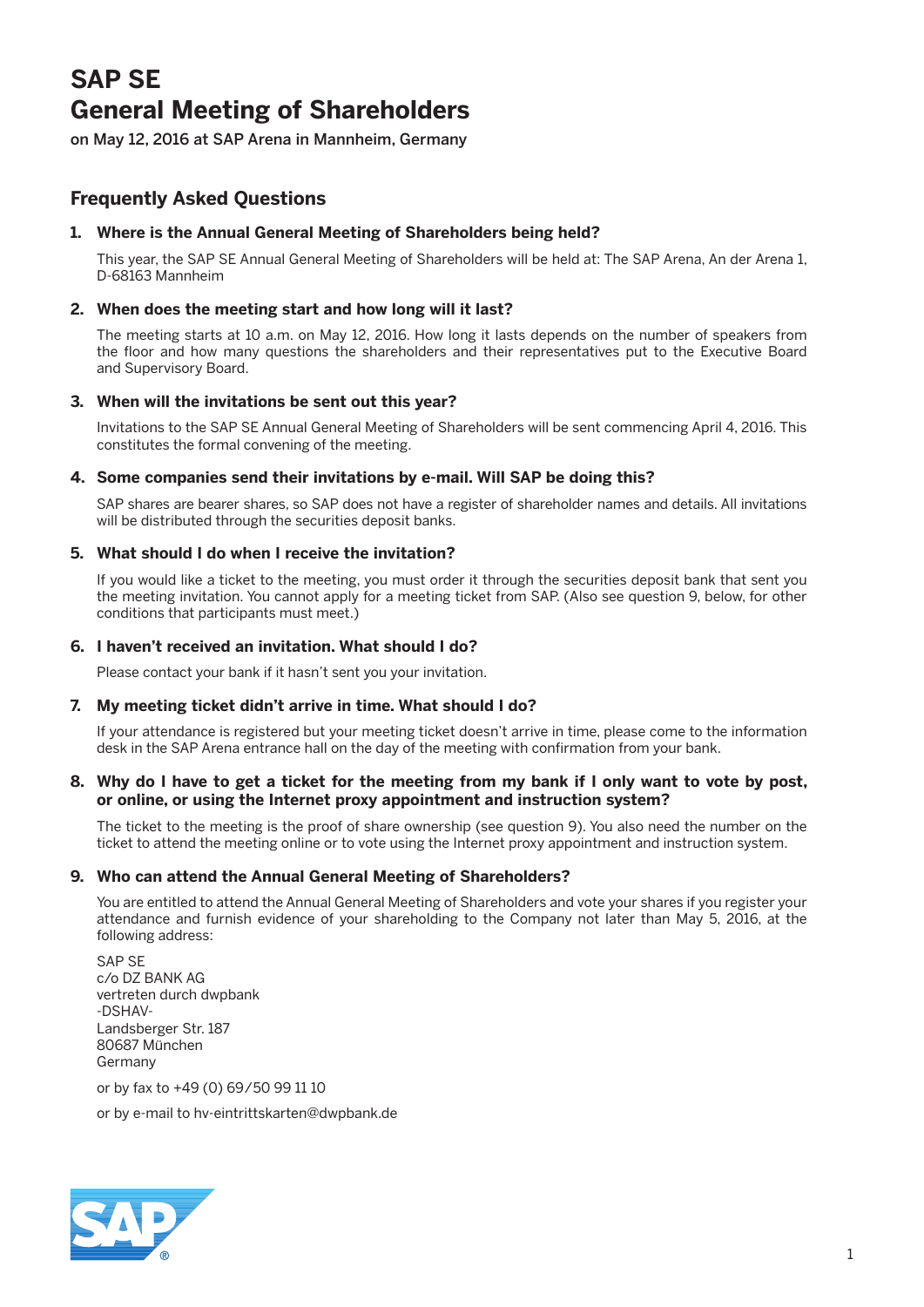# SAP SE
# General Meeting of Shareholders

**on May 12, 2016 at SAP Arena in Mannheim, Germany**

## Frequently Asked Questions

### 1. Where is the Annual General Meeting of Shareholders being held?

This year, the SAP SE Annual General Meeting of Shareholders will be held at: The SAP Arena, An der Arena 1, D-68163 Mannheim

### 2. When does the meeting start and how long will it last?

The meeting starts at 10 a.m. on May 12, 2016. How long it lasts depends on the number of speakers from the floor and how many questions the shareholders and their representatives put to the Executive Board and Supervisory Board.

### 3. When will the invitations be sent out this year?

Invitations to the SAP SE Annual General Meeting of Shareholders will be sent commencing April 4, 2016. This constitutes the formal convening of the meeting.

### 4. Some companies send their invitations by e-mail. Will SAP be doing this?

SAP shares are bearer shares, so SAP does not have a register of shareholder names and details. All invitations will be distributed through the securities deposit banks.

### 5. What should I do when I receive the invitation?

If you would like a ticket to the meeting, you must order it through the securities deposit bank that sent you the meeting invitation. You cannot apply for a meeting ticket from SAP. (Also see question 9, below, for other conditions that participants must meet.)

### 6. I haven't received an invitation. What should I do?

Please contact your bank if it hasn't sent you your invitation.

### 7. My meeting ticket didn't arrive in time. What should I do?

If your attendance is registered but your meeting ticket doesn't arrive in time, please come to the information desk in the SAP Arena entrance hall on the day of the meeting with confirmation from your bank.

### 8. Why do I have to get a ticket for the meeting from my bank if I only want to vote by post, or online, or using the Internet proxy appointment and instruction system?

The ticket to the meeting is the proof of share ownership (see question 9). You also need the number on the ticket to attend the meeting online or to vote using the Internet proxy appointment and instruction system.

### 9. Who can attend the Annual General Meeting of Shareholders?

You are entitled to attend the Annual General Meeting of Shareholders and vote your shares if you register your attendance and furnish evidence of your shareholding to the Company not later than May 5, 2016, at the following address:

SAP SE  
c/o DZ BANK AG  
vertreten durch dwpbank  
-DSHAV-  
Landsberger Str. 187  
80687 München  
Germany

or by fax to +49 (0) 69/50 99 11 10

or by e-mail to hv-eintrittskarten@dwpbank.de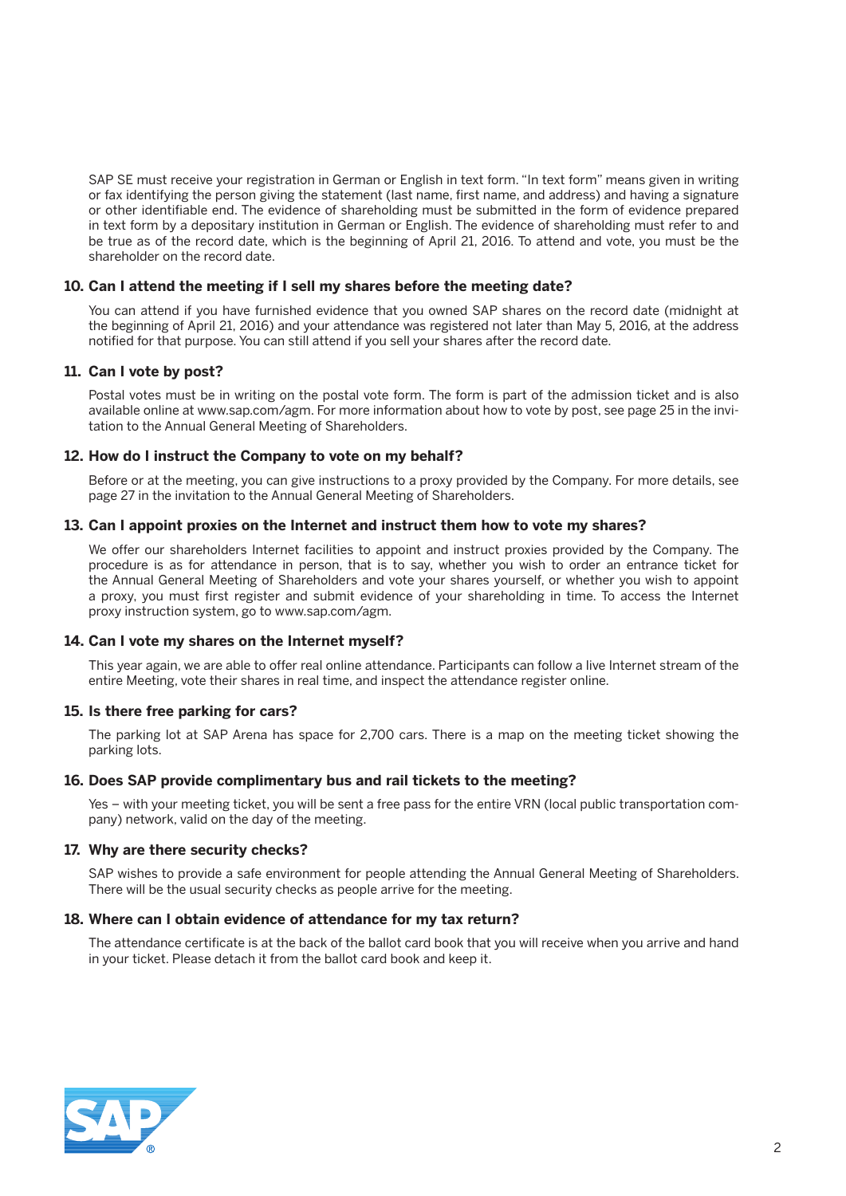SAP SE must receive your registration in German or English in text form. "In text form" means given in writing or fax identifying the person giving the statement (last name, first name, and address) and having a signature or other identifiable end. The evidence of shareholding must be submitted in the form of evidence prepared in text form by a depositary institution in German or English. The evidence of shareholding must refer to and be true as of the record date, which is the beginning of April 21, 2016. To attend and vote, you must be the shareholder on the record date.

### 10. Can I attend the meeting if I sell my shares before the meeting date?

You can attend if you have furnished evidence that you owned SAP shares on the record date (midnight at the beginning of April 21, 2016) and your attendance was registered not later than May 5, 2016, at the address notified for that purpose. You can still attend if you sell your shares after the record date.

### 11. Can I vote by post?

Postal votes must be in writing on the postal vote form. The form is part of the admission ticket and is also available online at www.sap.com/agm. For more information about how to vote by post, see page 25 in the invitation to the Annual General Meeting of Shareholders.

### 12. How do I instruct the Company to vote on my behalf?

Before or at the meeting, you can give instructions to a proxy provided by the Company. For more details, see page 27 in the invitation to the Annual General Meeting of Shareholders.

### 13. Can I appoint proxies on the Internet and instruct them how to vote my shares?

We offer our shareholders Internet facilities to appoint and instruct proxies provided by the Company. The procedure is as for attendance in person, that is to say, whether you wish to order an entrance ticket for the Annual General Meeting of Shareholders and vote your shares yourself, or whether you wish to appoint a proxy, you must first register and submit evidence of your shareholding in time. To access the Internet proxy instruction system, go to www.sap.com/agm.

### 14. Can I vote my shares on the Internet myself?

This year again, we are able to offer real online attendance. Participants can follow a live Internet stream of the entire Meeting, vote their shares in real time, and inspect the attendance register online.

### 15. Is there free parking for cars?

The parking lot at SAP Arena has space for 2,700 cars. There is a map on the meeting ticket showing the parking lots.

### 16. Does SAP provide complimentary bus and rail tickets to the meeting?

Yes – with your meeting ticket, you will be sent a free pass for the entire VRN (local public transportation company) network, valid on the day of the meeting.

### 17. Why are there security checks?

SAP wishes to provide a safe environment for people attending the Annual General Meeting of Shareholders. There will be the usual security checks as people arrive for the meeting.

### 18. Where can I obtain evidence of attendance for my tax return?

The attendance certificate is at the back of the ballot card book that you will receive when you arrive and hand in your ticket. Please detach it from the ballot card book and keep it.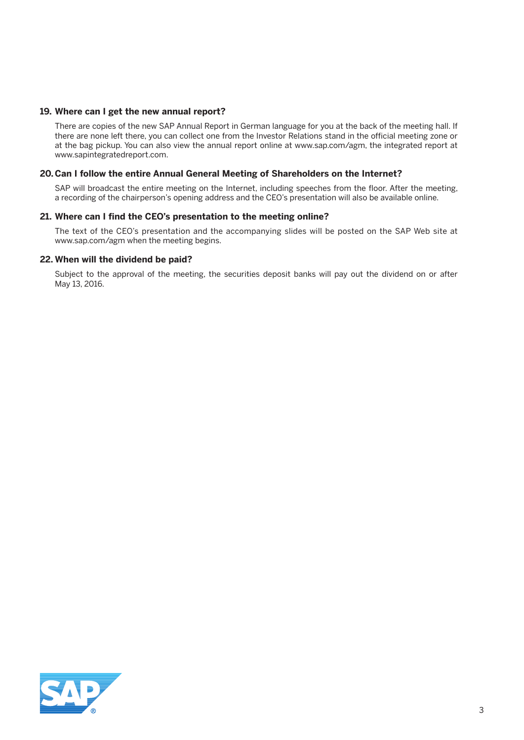### 19. Where can I get the new annual report?

There are copies of the new SAP Annual Report in German language for you at the back of the meeting hall. If there are none left there, you can collect one from the Investor Relations stand in the official meeting zone or at the bag pickup. You can also view the annual report online at www.sap.com/agm, the integrated report at www.sapintegratedreport.com.

### 20. Can I follow the entire Annual General Meeting of Shareholders on the Internet?

SAP will broadcast the entire meeting on the Internet, including speeches from the floor. After the meeting, a recording of the chairperson's opening address and the CEO's presentation will also be available online.

### 21. Where can I find the CEO's presentation to the meeting online?

The text of the CEO's presentation and the accompanying slides will be posted on the SAP Web site at www.sap.com/agm when the meeting begins.

### 22. When will the dividend be paid?

Subject to the approval of the meeting, the securities deposit banks will pay out the dividend on or after May 13, 2016.